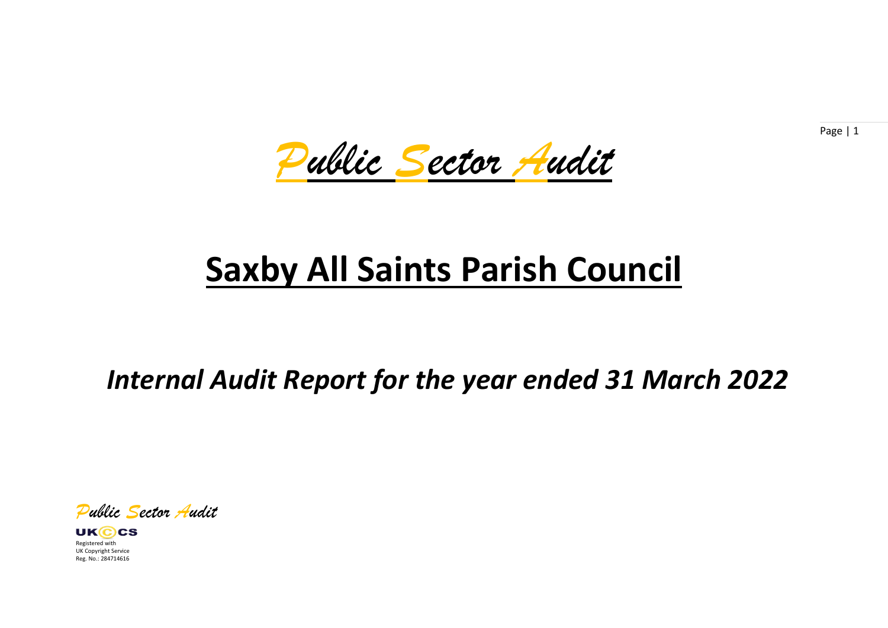# Public Sector Audit

# Saxby All Saints Parish Council

## *Internal Audit Report for the year ended 31 March 2022*

*Public Sector Audit*

UK©CS
Registered with
UK Copyright Service
Reg. No.: 284714616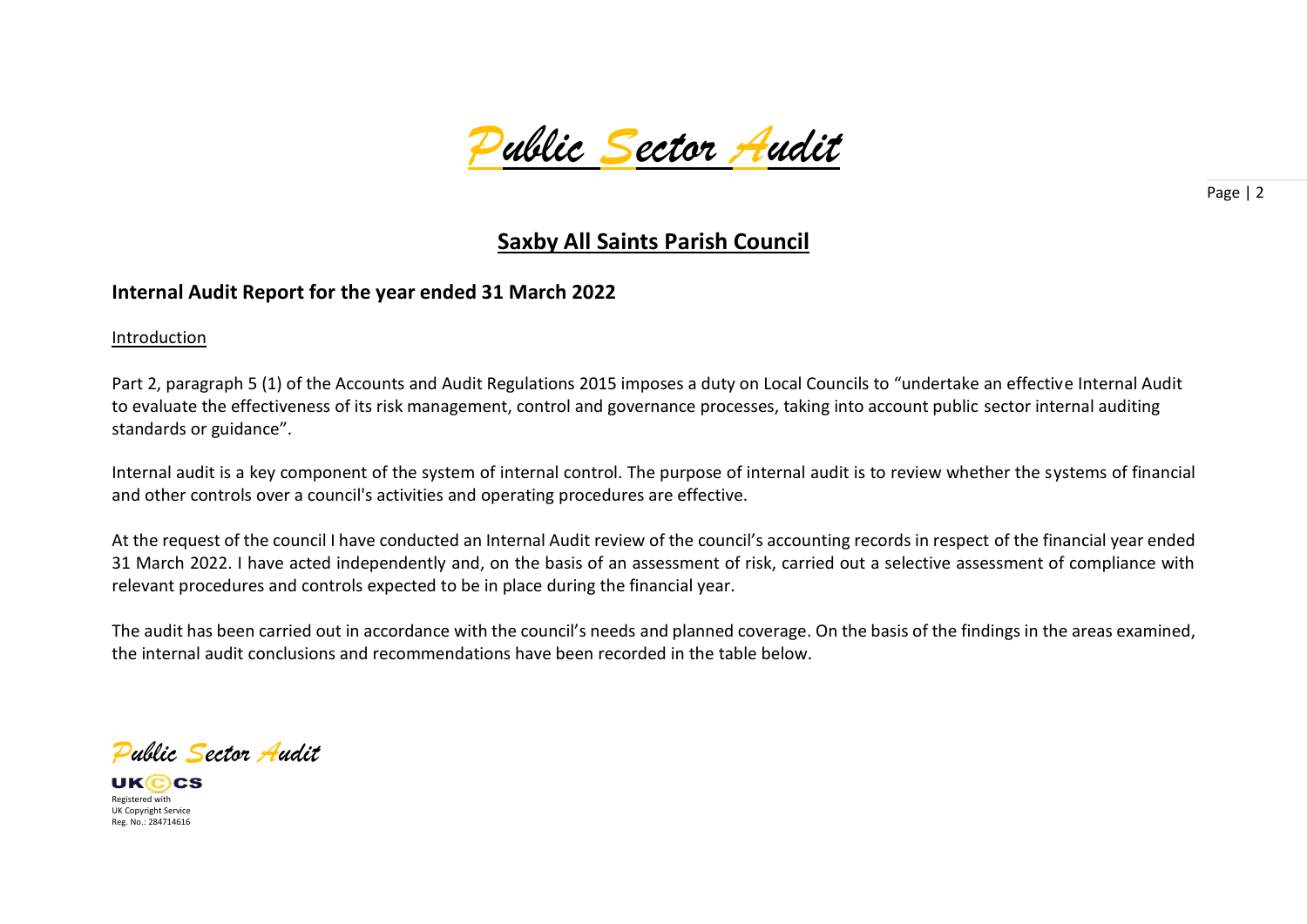## Saxby All Saints Parish Council

### Internal Audit Report for the year ended 31 March 2022

Introduction

Part 2, paragraph 5 (1) of the Accounts and Audit Regulations 2015 imposes a duty on Local Councils to "undertake an effective Internal Audit to evaluate the effectiveness of its risk management, control and governance processes, taking into account public sector internal auditing standards or guidance".

Internal audit is a key component of the system of internal control. The purpose of internal audit is to review whether the systems of financial and other controls over a council's activities and operating procedures are effective.

At the request of the council I have conducted an Internal Audit review of the council's accounting records in respect of the financial year ended 31 March 2022. I have acted independently and, on the basis of an assessment of risk, carried out a selective assessment of compliance with relevant procedures and controls expected to be in place during the financial year.

The audit has been carried out in accordance with the council's needs and planned coverage. On the basis of the findings in the areas examined, the internal audit conclusions and recommendations have been recorded in the table below.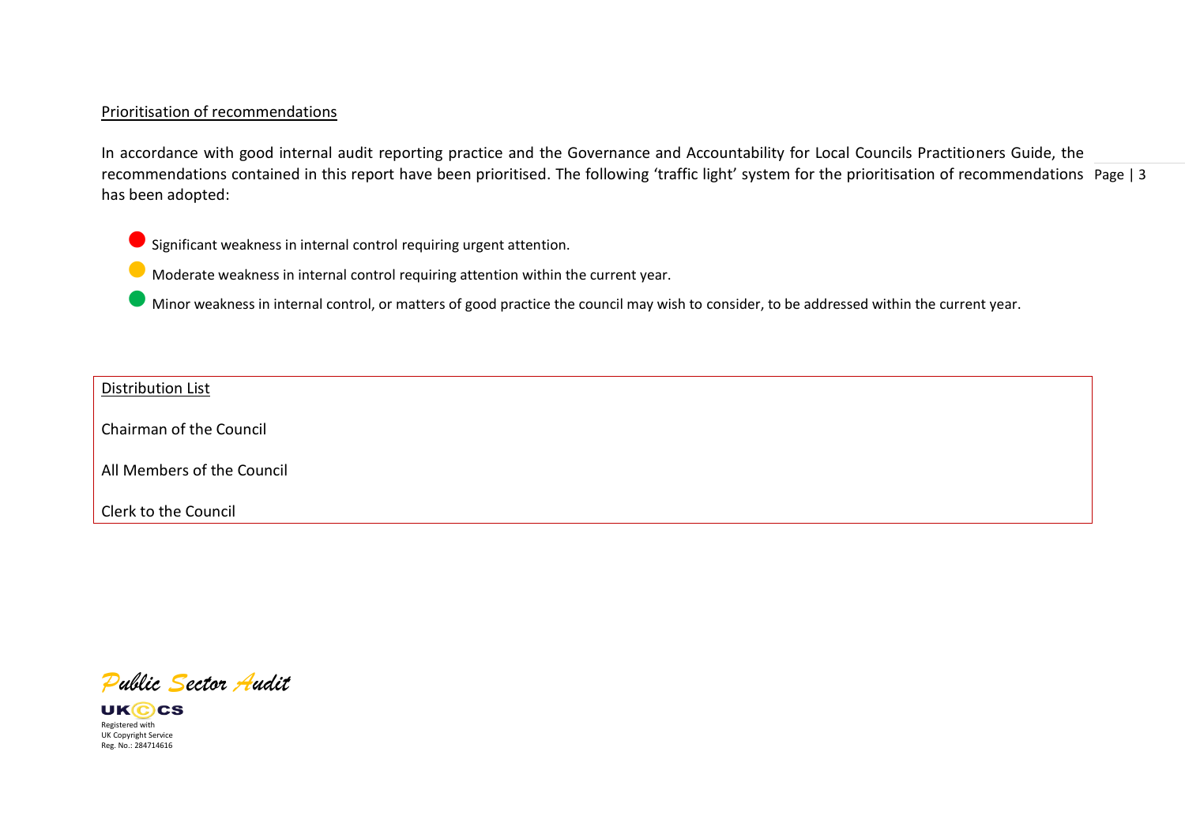Prioritisation of recommendations

In accordance with good internal audit reporting practice and the Governance and Accountability for Local Councils Practitioners Guide, the recommendations contained in this report have been prioritised. The following 'traffic light' system for the prioritisation of recommendations has been adopted:

- 🔴 Significant weakness in internal control requiring urgent attention.
- 🟡 Moderate weakness in internal control requiring attention within the current year.
- 🟢 Minor weakness in internal control, or matters of good practice the council may wish to consider, to be addressed within the current year.

Distribution List

Chairman of the Council

All Members of the Council

Clerk to the Council

*Public Sector Audit*

UKCCS

Registered with
UK Copyright Service
Reg. No.: 284714616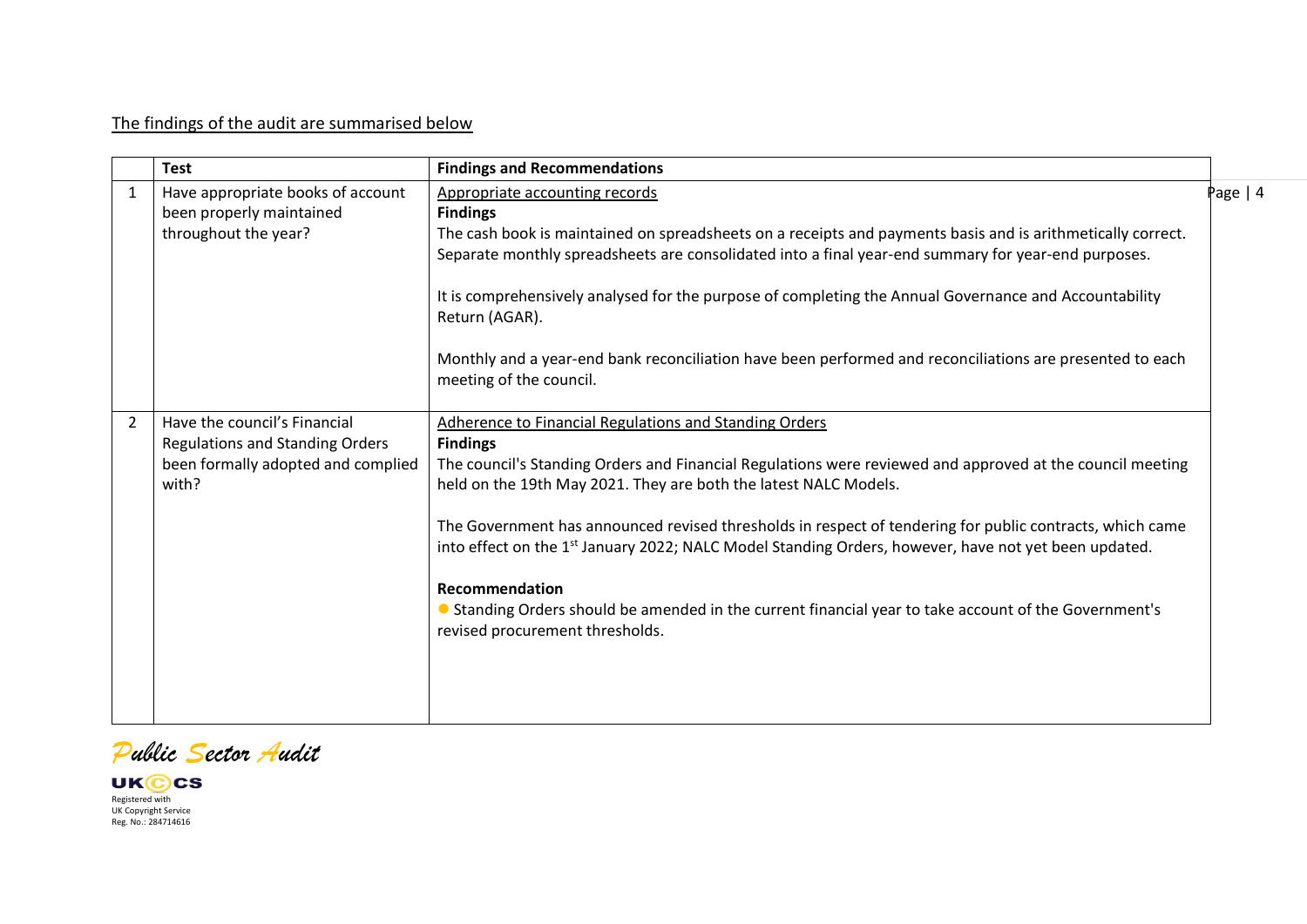The findings of the audit are summarised below

| | Test | Findings and Recommendations |
|---|---|---|
| 1 | Have appropriate books of account been properly maintained throughout the year? | Appropriate accounting records<br>**Findings**<br>The cash book is maintained on spreadsheets on a receipts and payments basis and is arithmetically correct. Separate monthly spreadsheets are consolidated into a final year-end summary for year-end purposes.<br><br>It is comprehensively analysed for the purpose of completing the Annual Governance and Accountability Return (AGAR).<br><br>Monthly and a year-end bank reconciliation have been performed and reconciliations are presented to each meeting of the council. |
| 2 | Have the council's Financial Regulations and Standing Orders been formally adopted and complied with? | Adherence to Financial Regulations and Standing Orders<br>**Findings**<br>The council's Standing Orders and Financial Regulations were reviewed and approved at the council meeting held on the 19th May 2021. They are both the latest NALC Models.<br><br>The Government has announced revised thresholds in respect of tendering for public contracts, which came into effect on the 1st January 2022; NALC Model Standing Orders, however, have not yet been updated.<br><br>**Recommendation**<br>● Standing Orders should be amended in the current financial year to take account of the Government's revised procurement thresholds. |

*Public Sector Audit*

UKCCS
Registered with
UK Copyright Service
Reg. No.: 284714616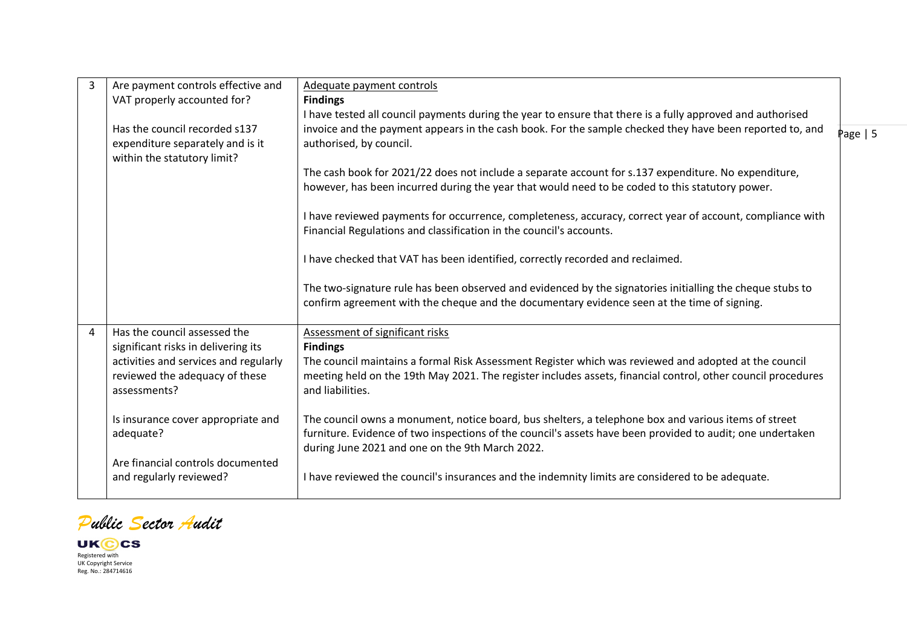| | | |
|---|---|---|
| 3 | Are payment controls effective and VAT properly accounted for?<br><br>Has the council recorded s137 expenditure separately and is it within the statutory limit? | Adequate payment controls<br>**Findings**<br>I have tested all council payments during the year to ensure that there is a fully approved and authorised invoice and the payment appears in the cash book. For the sample checked they have been reported to, and authorised, by council.<br><br>The cash book for 2021/22 does not include a separate account for s.137 expenditure. No expenditure, however, has been incurred during the year that would need to be coded to this statutory power.<br><br>I have reviewed payments for occurrence, completeness, accuracy, correct year of account, compliance with Financial Regulations and classification in the council's accounts.<br><br>I have checked that VAT has been identified, correctly recorded and reclaimed.<br><br>The two-signature rule has been observed and evidenced by the signatories initialling the cheque stubs to confirm agreement with the cheque and the documentary evidence seen at the time of signing. |
| 4 | Has the council assessed the significant risks in delivering its activities and services and regularly reviewed the adequacy of these assessments?<br><br>Is insurance cover appropriate and adequate?<br><br>Are financial controls documented and regularly reviewed? | Assessment of significant risks<br>**Findings**<br>The council maintains a formal Risk Assessment Register which was reviewed and adopted at the council meeting held on the 19th May 2021. The register includes assets, financial control, other council procedures and liabilities.<br><br>The council owns a monument, notice board, bus shelters, a telephone box and various items of street furniture. Evidence of two inspections of the council's assets have been provided to audit; one undertaken during June 2021 and one on the 9th March 2022.<br><br>I have reviewed the council's insurances and the indemnity limits are considered to be adequate. |

*Public Sector Audit*

UK©CS
Registered with
UK Copyright Service
Reg. No.: 284714616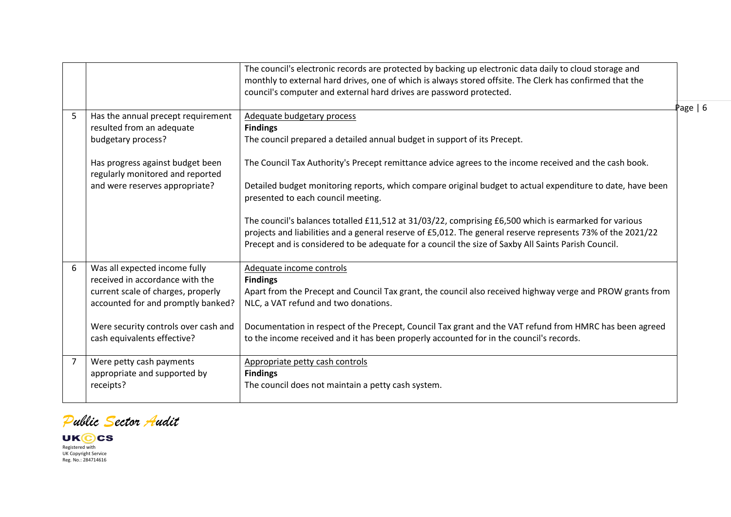|   |   |   |
|---|---|---|
|   |   | The council's electronic records are protected by backing up electronic data daily to cloud storage and monthly to external hard drives, one of which is always stored offsite. The Clerk has confirmed that the council's computer and external hard drives are password protected. |
| 5 | Has the annual precept requirement resulted from an adequate budgetary process?<br><br>Has progress against budget been regularly monitored and reported and were reserves appropriate? | Adequate budgetary process<br>**Findings**<br>The council prepared a detailed annual budget in support of its Precept.<br><br>The Council Tax Authority's Precept remittance advice agrees to the income received and the cash book.<br><br>Detailed budget monitoring reports, which compare original budget to actual expenditure to date, have been presented to each council meeting.<br><br>The council's balances totalled £11,512 at 31/03/22, comprising £6,500 which is earmarked for various projects and liabilities and a general reserve of £5,012. The general reserve represents 73% of the 2021/22 Precept and is considered to be adequate for a council the size of Saxby All Saints Parish Council. |
| 6 | Was all expected income fully received in accordance with the current scale of charges, properly accounted for and promptly banked?<br><br>Were security controls over cash and cash equivalents effective? | Adequate income controls<br>**Findings**<br>Apart from the Precept and Council Tax grant, the council also received highway verge and PROW grants from NLC, a VAT refund and two donations.<br><br>Documentation in respect of the Precept, Council Tax grant and the VAT refund from HMRC has been agreed to the income received and it has been properly accounted for in the council's records. |
| 7 | Were petty cash payments appropriate and supported by receipts? | Appropriate petty cash controls<br>**Findings**<br>The council does not maintain a petty cash system. |

*Public Sector Audit*

UK©CS
Registered with
UK Copyright Service
Reg. No.: 284714616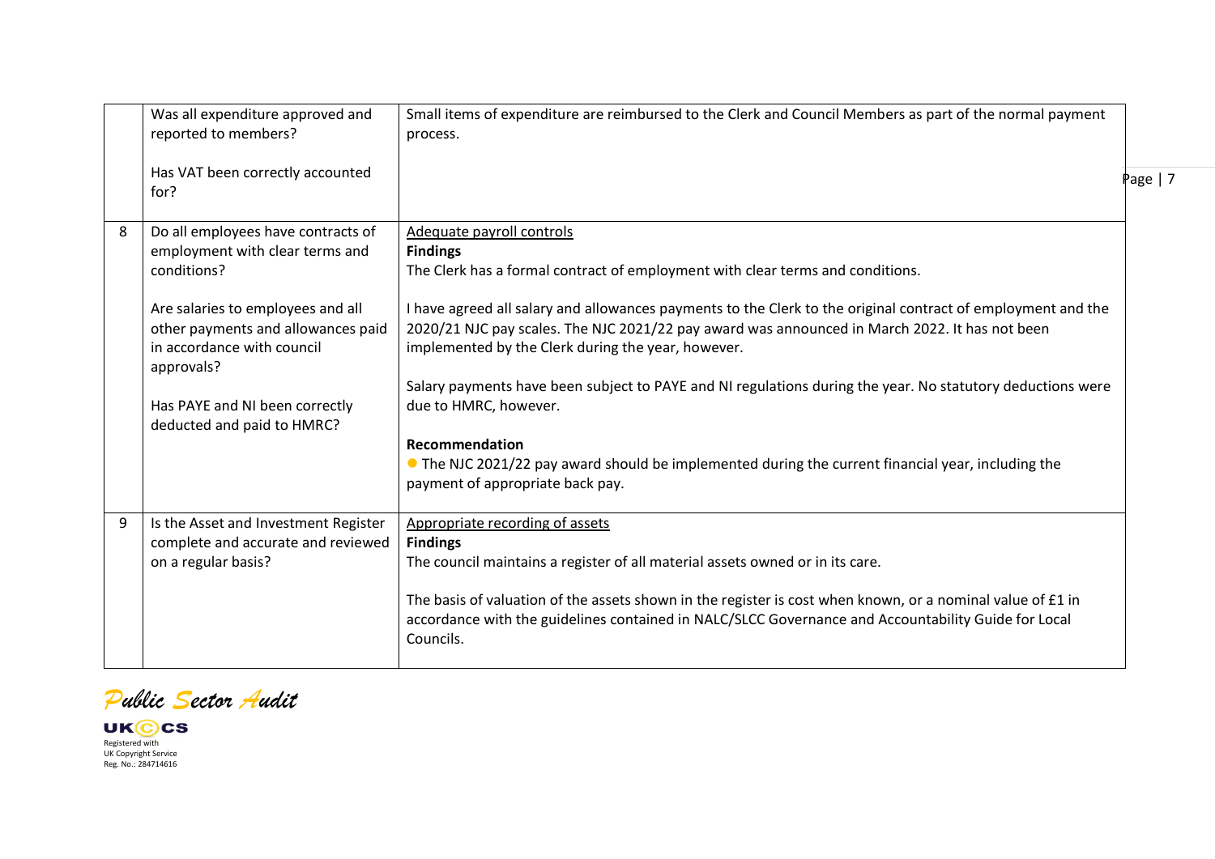|  |  |  |
|---|---|---|
|  | Was all expenditure approved and reported to members?<br><br>Has VAT been correctly accounted for? | Small items of expenditure are reimbursed to the Clerk and Council Members as part of the normal payment process. |
| 8 | Do all employees have contracts of employment with clear terms and conditions?<br><br>Are salaries to employees and all other payments and allowances paid in accordance with council approvals?<br><br>Has PAYE and NI been correctly deducted and paid to HMRC? | Adequate payroll controls<br>**Findings**<br>The Clerk has a formal contract of employment with clear terms and conditions.<br><br>I have agreed all salary and allowances payments to the Clerk to the original contract of employment and the 2020/21 NJC pay scales. The NJC 2021/22 pay award was announced in March 2022. It has not been implemented by the Clerk during the year, however.<br><br>Salary payments have been subject to PAYE and NI regulations during the year. No statutory deductions were due to HMRC, however.<br><br>**Recommendation**<br>● The NJC 2021/22 pay award should be implemented during the current financial year, including the payment of appropriate back pay. |
| 9 | Is the Asset and Investment Register complete and accurate and reviewed on a regular basis? | Appropriate recording of assets<br>**Findings**<br>The council maintains a register of all material assets owned or in its care.<br><br>The basis of valuation of the assets shown in the register is cost when known, or a nominal value of £1 in accordance with the guidelines contained in NALC/SLCC Governance and Accountability Guide for Local Councils. |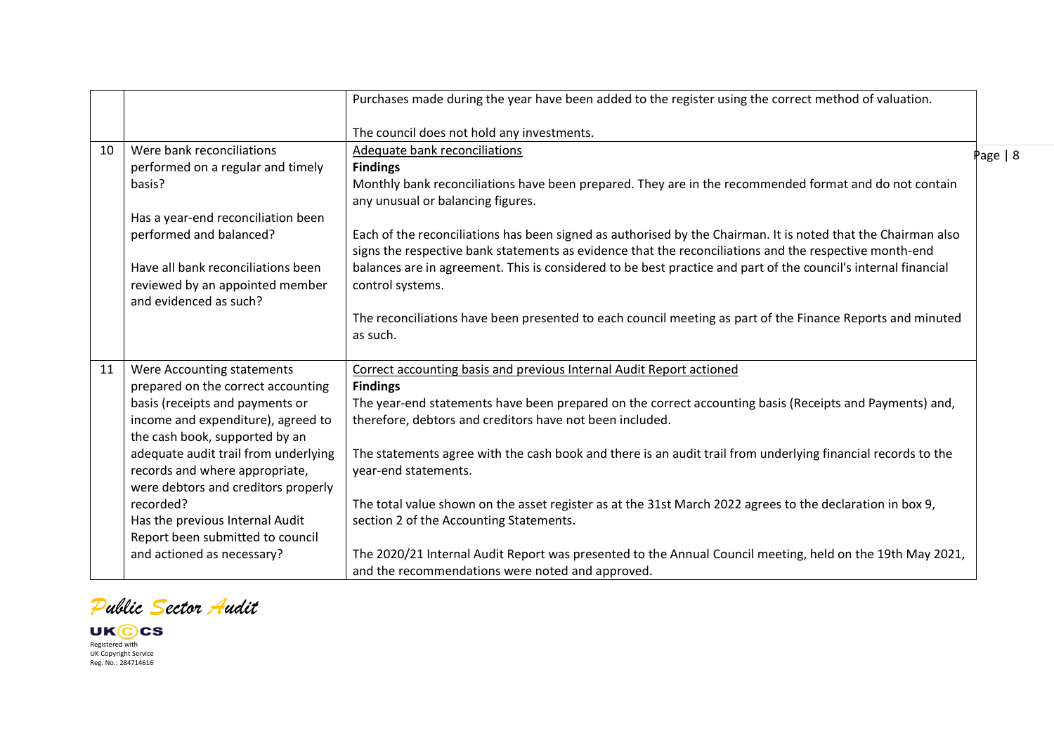| | | |
|---|---|---|
| | | Purchases made during the year have been added to the register using the correct method of valuation.<br><br>The council does not hold any investments. |
| 10 | Were bank reconciliations performed on a regular and timely basis?<br><br>Has a year-end reconciliation been performed and balanced?<br><br>Have all bank reconciliations been reviewed by an appointed member and evidenced as such? | <u>Adequate bank reconciliations</u><br>**Findings**<br>Monthly bank reconciliations have been prepared. They are in the recommended format and do not contain any unusual or balancing figures.<br><br>Each of the reconciliations has been signed as authorised by the Chairman. It is noted that the Chairman also signs the respective bank statements as evidence that the reconciliations and the respective month-end balances are in agreement. This is considered to be best practice and part of the council's internal financial control systems.<br><br>The reconciliations have been presented to each council meeting as part of the Finance Reports and minuted as such. |
| 11 | Were Accounting statements prepared on the correct accounting basis (receipts and payments or income and expenditure), agreed to the cash book, supported by an adequate audit trail from underlying records and where appropriate, were debtors and creditors properly recorded?<br>Has the previous Internal Audit Report been submitted to council and actioned as necessary? | <u>Correct accounting basis and previous Internal Audit Report actioned</u><br>**Findings**<br>The year-end statements have been prepared on the correct accounting basis (Receipts and Payments) and, therefore, debtors and creditors have not been included.<br><br>The statements agree with the cash book and there is an audit trail from underlying financial records to the year-end statements.<br><br>The total value shown on the asset register as at the 31st March 2022 agrees to the declaration in box 9, section 2 of the Accounting Statements.<br><br>The 2020/21 Internal Audit Report was presented to the Annual Council meeting, held on the 19th May 2021, and the recommendations were noted and approved. |

*Public Sector Audit*

UKCS
Registered with
UK Copyright Service
Reg. No.: 284714616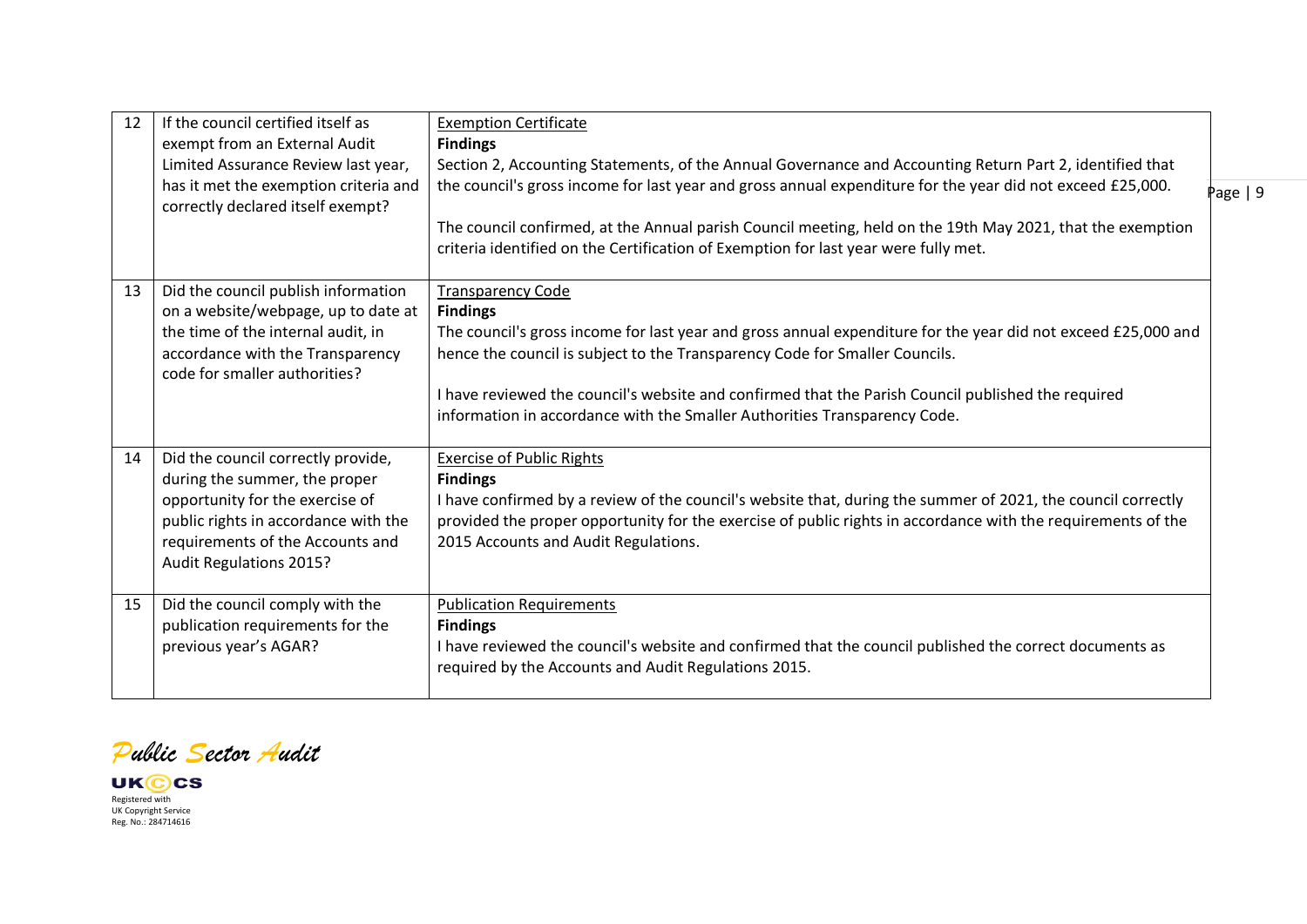| 12 | If the council certified itself as exempt from an External Audit Limited Assurance Review last year, has it met the exemption criteria and correctly declared itself exempt? | <u>Exemption Certificate</u><br>**Findings**<br>Section 2, Accounting Statements, of the Annual Governance and Accounting Return Part 2, identified that the council's gross income for last year and gross annual expenditure for the year did not exceed £25,000.<br><br>The council confirmed, at the Annual parish Council meeting, held on the 19th May 2021, that the exemption criteria identified on the Certification of Exemption for last year were fully met. |
|---|---|---|
| 13 | Did the council publish information on a website/webpage, up to date at the time of the internal audit, in accordance with the Transparency code for smaller authorities? | <u>Transparency Code</u><br>**Findings**<br>The council's gross income for last year and gross annual expenditure for the year did not exceed £25,000 and hence the council is subject to the Transparency Code for Smaller Councils.<br><br>I have reviewed the council's website and confirmed that the Parish Council published the required information in accordance with the Smaller Authorities Transparency Code. |
| 14 | Did the council correctly provide, during the summer, the proper opportunity for the exercise of public rights in accordance with the requirements of the Accounts and Audit Regulations 2015? | <u>Exercise of Public Rights</u><br>**Findings**<br>I have confirmed by a review of the council's website that, during the summer of 2021, the council correctly provided the proper opportunity for the exercise of public rights in accordance with the requirements of the 2015 Accounts and Audit Regulations. |
| 15 | Did the council comply with the publication requirements for the previous year's AGAR? | <u>Publication Requirements</u><br>**Findings**<br>I have reviewed the council's website and confirmed that the council published the correct documents as required by the Accounts and Audit Regulations 2015. |

*Public Sector Audit*

UK©CS
Registered with
UK Copyright Service
Reg. No.: 284714616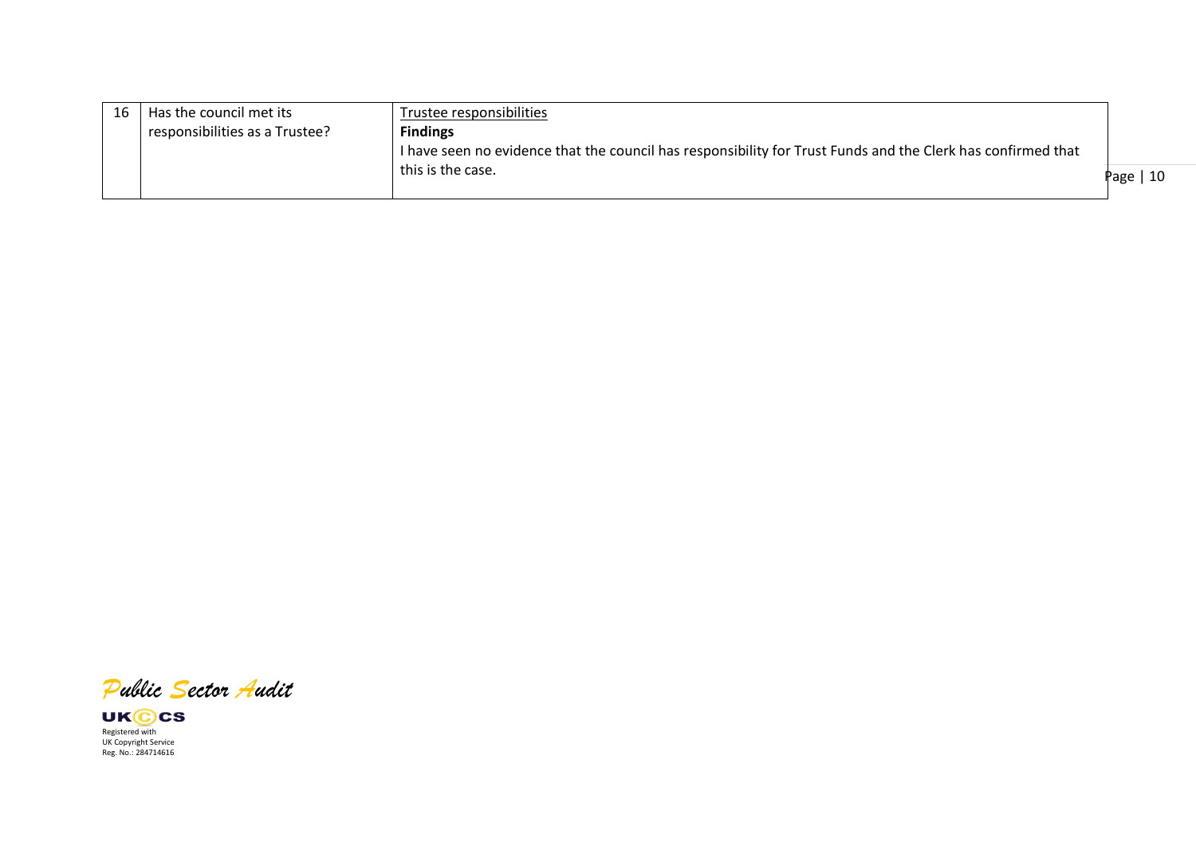| 16 | Has the council met its responsibilities as a Trustee? | <u>Trustee responsibilities</u><br>**Findings**<br>I have seen no evidence that the council has responsibility for Trust Funds and the Clerk has confirmed that this is the case. |
|---|---|---|

*Public Sector Audit*

UK©CS
Registered with
UK Copyright Service
Reg. No.: 284714616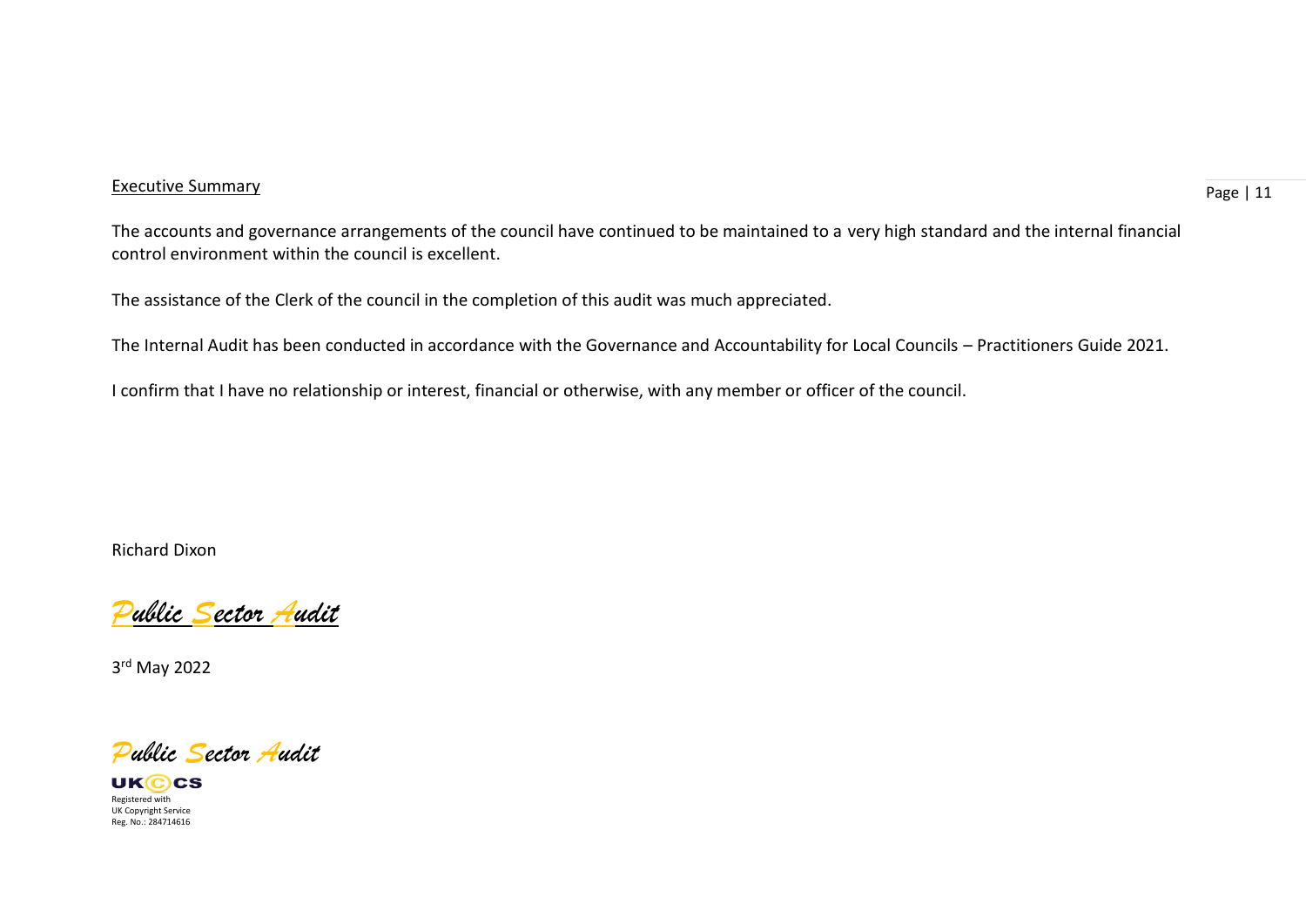## Executive Summary

The accounts and governance arrangements of the council have continued to be maintained to a very high standard and the internal financial control environment within the council is excellent.

The assistance of the Clerk of the council in the completion of this audit was much appreciated.

The Internal Audit has been conducted in accordance with the Governance and Accountability for Local Councils – Practitioners Guide 2021.

I confirm that I have no relationship or interest, financial or otherwise, with any member or officer of the council.

Richard Dixon

*Public Sector Audit*

3rd May 2022

*Public Sector Audit*

UKCCS

Registered with
UK Copyright Service
Reg. No.: 284714616